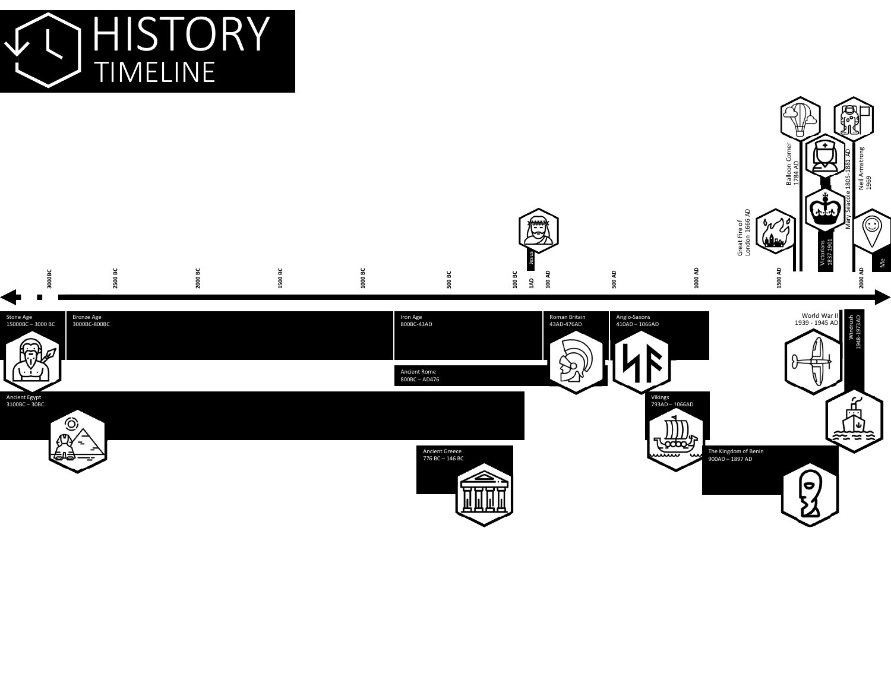# HISTORY TIMELINE

Balloon Corner 1784 AD

Neil Armstrong 1969

Mary Seacole 1805-1881 AD

Great Fire of London 1666 AD

Victorians 1837-1901

Jesus

Me

3000BC | 2500 BC | 2000 BC | 1500 BC | 1000 BC | 500 BC | 100 BC | 1AD | 100 AD | 500 AD | 1000 AD | 1500 AD | 2000 AD

Stone Age
15000BC – 3000 BC

Bronze Age
3000BC-800BC

Iron Age
800BC-43AD

Roman Britain
43AD-476AD

Anglo-Saxons
410AD – 1066AD

World War II
1939 - 1945 AD

Windrush
1948-1973AD

Ancient Rome
800BC – AD476

Ancient Egypt
3100BC – 30BC

Vikings
793AD – 1066AD

Ancient Greece
776 BC – 146 BC

The Kingdom of Benin
900AD – 1897 AD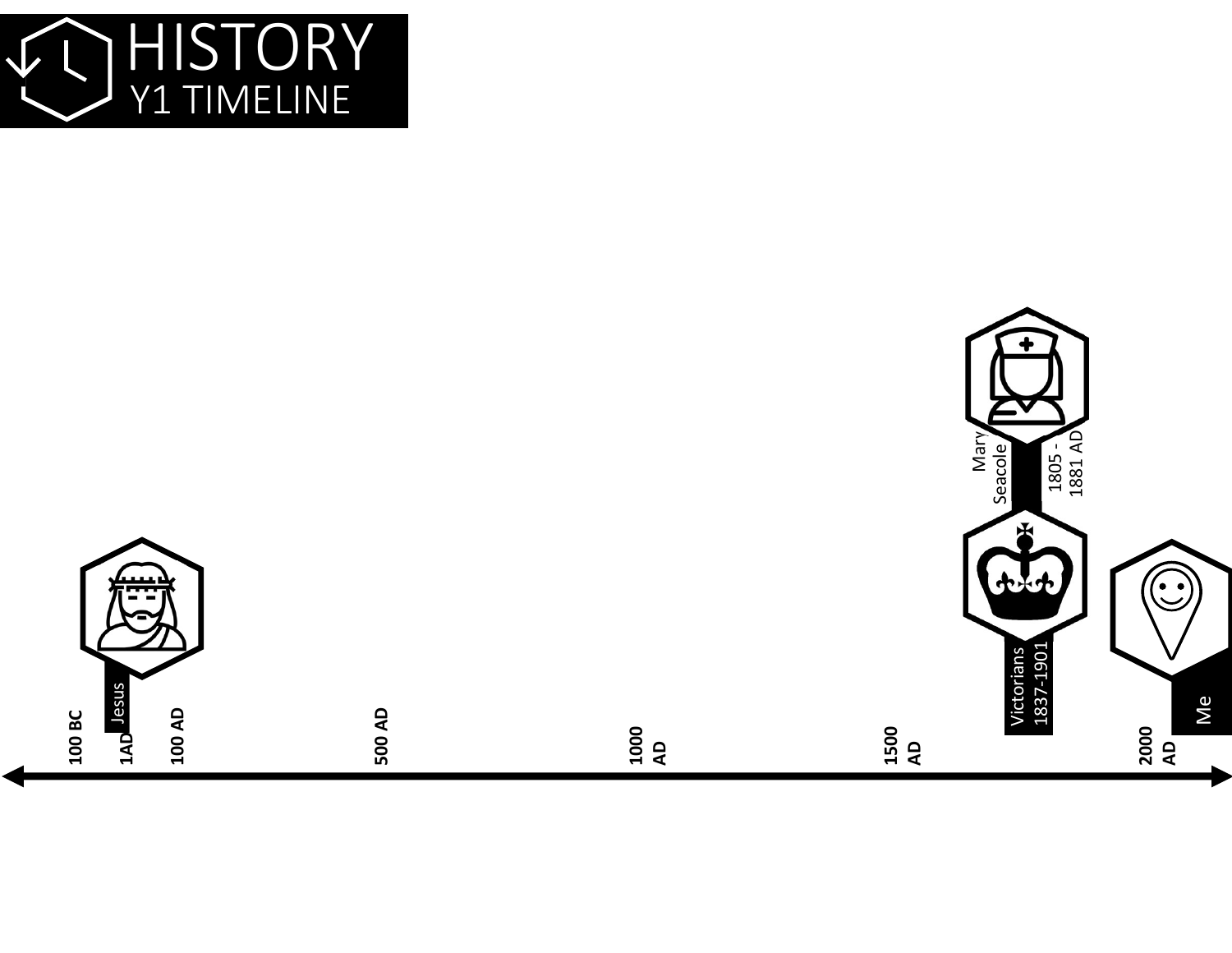# HISTORY

## Y1 TIMELINE

Mary Seacole

1805 - 1881 AD

Jesus

Victorians 1837-1901

Me

100 BC

1AD

100 AD

500 AD

1000 AD

1500 AD

2000 AD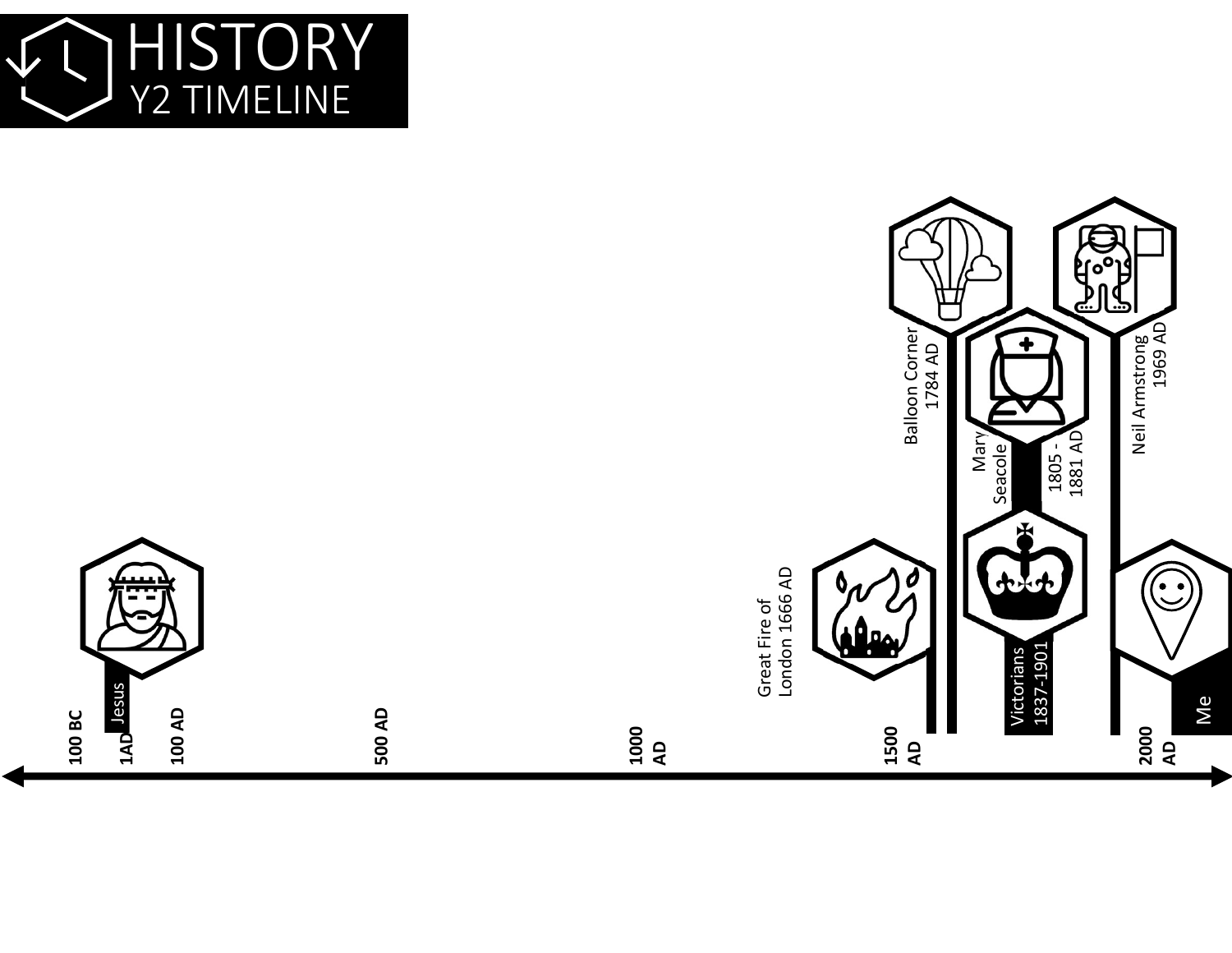# HISTORY
## Y2 TIMELINE

Jesus

Great Fire of London 1666 AD

Balloon Corner 1784 AD

Mary Seacole 1805 - 1881 AD

Victorians 1837-1901

Neil Armstrong 1969 AD

Me

100 BC

1AD

100 AD

500 AD

1000 AD

1500 AD

2000 AD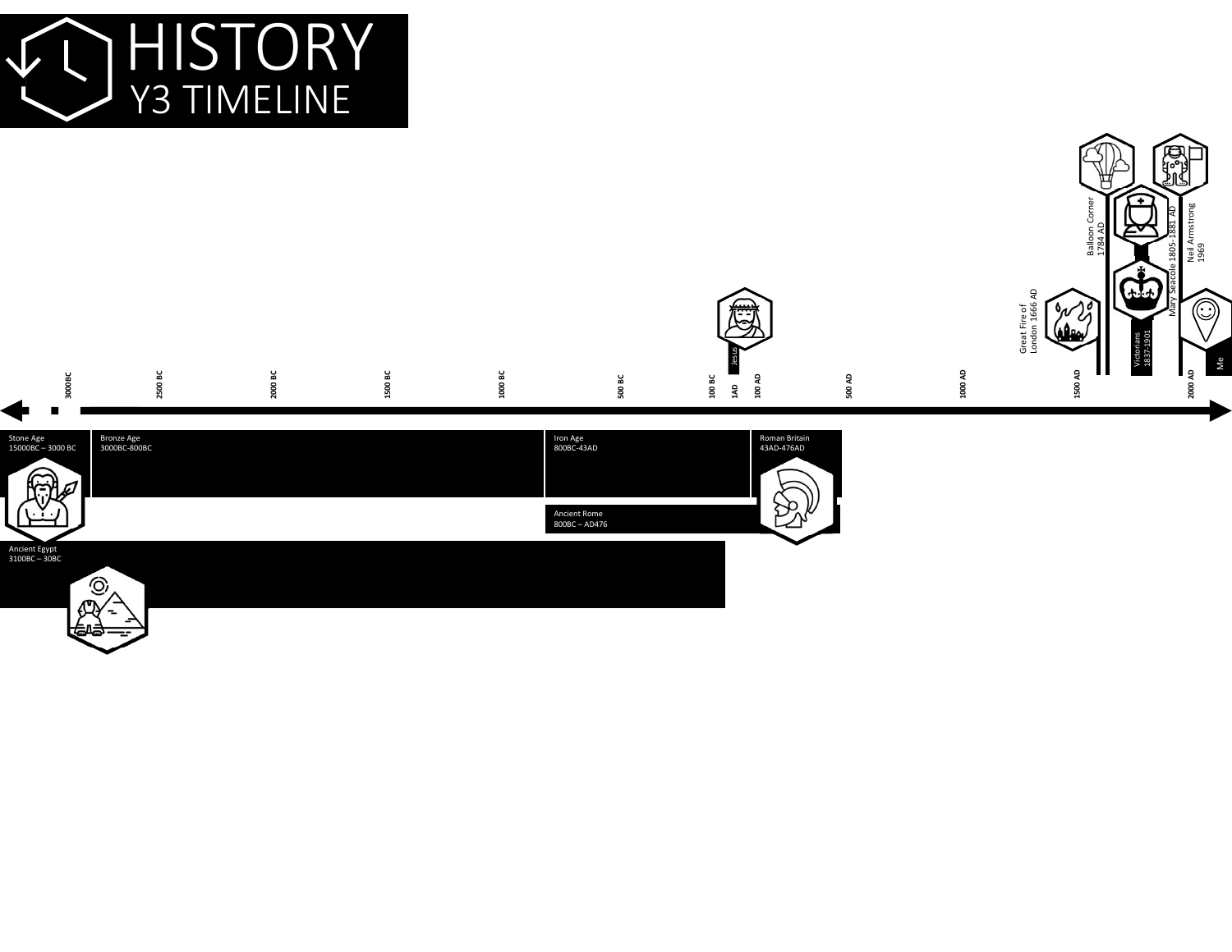# HISTORY
## Y3 TIMELINE

3000BC | 2500 BC | 2000 BC | 1500 BC | 1000 BC | 500 BC | 100 BC | 1AD | 100 AD | 500 AD | 1000 AD | 1500 AD | 2000 AD

Jesus

Great Fire of London 1666 AD

Balloon Corner 1784 AD

Mary Seacole 1805-1881 AD

Victorians 1837-1901

Neil Armstrong 1969

Me

Stone Age
15000BC – 3000 BC

Bronze Age
3000BC-800BC

Iron Age
800BC-43AD

Roman Britain
43AD-476AD

Ancient Rome
800BC – AD476

Ancient Egypt
3100BC – 30BC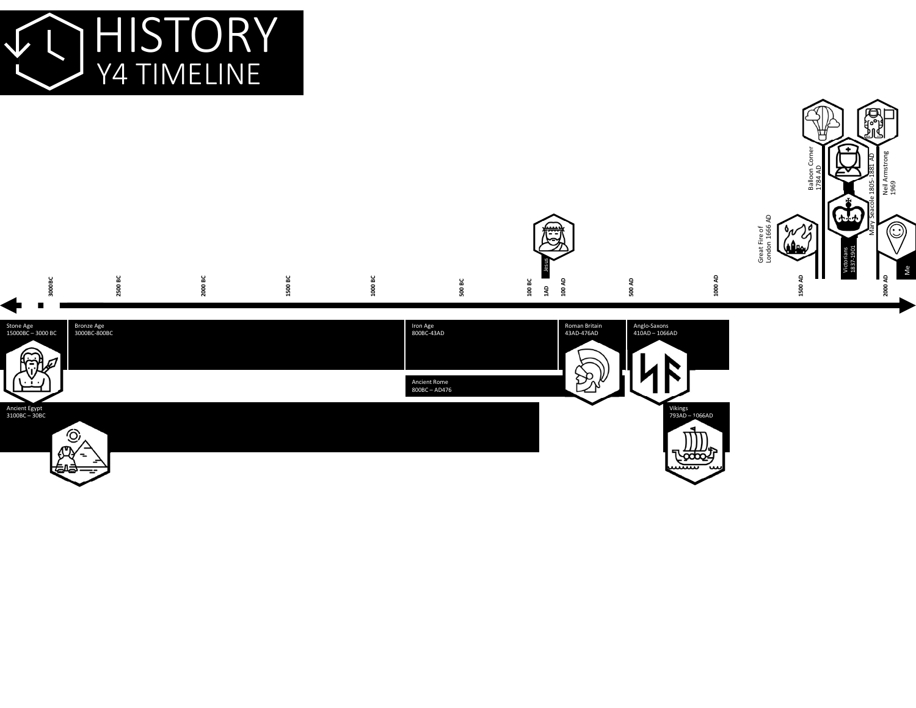# HISTORY
## Y4 TIMELINE

Jesus

Great Fire of London 1666 AD

Balloon Corner 1784 AD

Victorians 1837-1901

Mary Seacole 1805-1881 AD

Neil Armstrong 1969

Me

3000BC | 2500 BC | 2000 BC | 1500 BC | 1000 BC | 500 BC | 100 BC | 1AD | 100 AD | 500 AD | 1000 AD | 1500 AD | 2000 AD

Stone Age
15000BC – 3000 BC

Bronze Age
3000BC-800BC

Iron Age
800BC-43AD

Roman Britain
43AD-476AD

Anglo-Saxons
410AD – 1066AD

Ancient Rome
800BC – AD476

Ancient Egypt
3100BC – 30BC

Vikings
793AD – 1066AD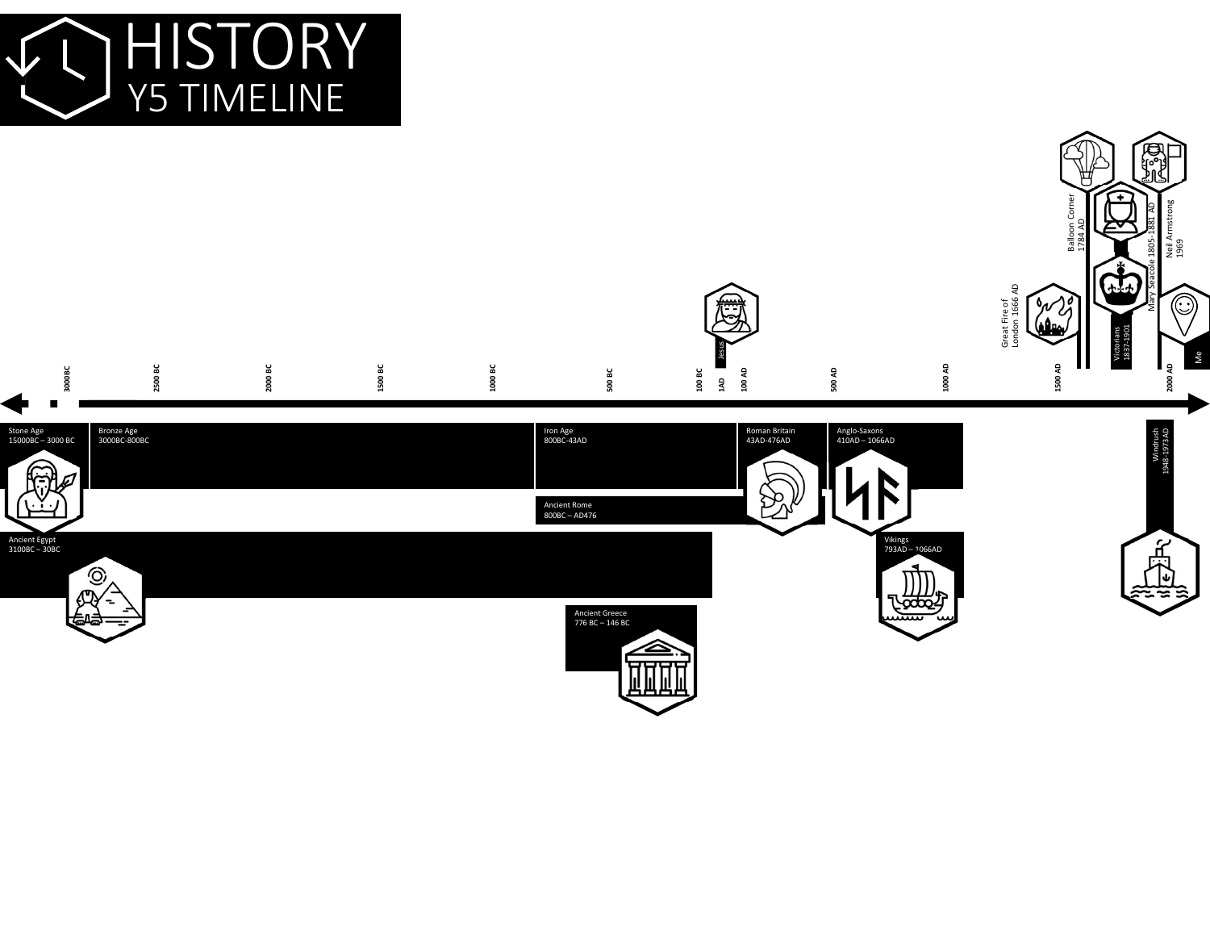# HISTORY
## Y5 TIMELINE

3000BC | 2500 BC | 2000 BC | 1500 BC | 1000 BC | 500 BC | 100 BC | 1AD | 100 AD | 500 AD | 1000 AD | 1500 AD | 2000 AD

Jesus

Great Fire of London 1666 AD

Balloon Corner 1784 AD

Victorians 1837-1901

Mary Seacole 1805-1881 AD

Neil Armstrong 1969

Me

Stone Age
15000BC – 3000 BC

Bronze Age
3000BC-800BC

Iron Age
800BC-43AD

Roman Britain
43AD-476AD

Anglo-Saxons
410AD – 1066AD

Windrush
1948-1973AD

Ancient Rome
800BC – AD476

Ancient Egypt
3100BC – 30BC

Vikings
793AD – 1066AD

Ancient Greece
776 BC – 146 BC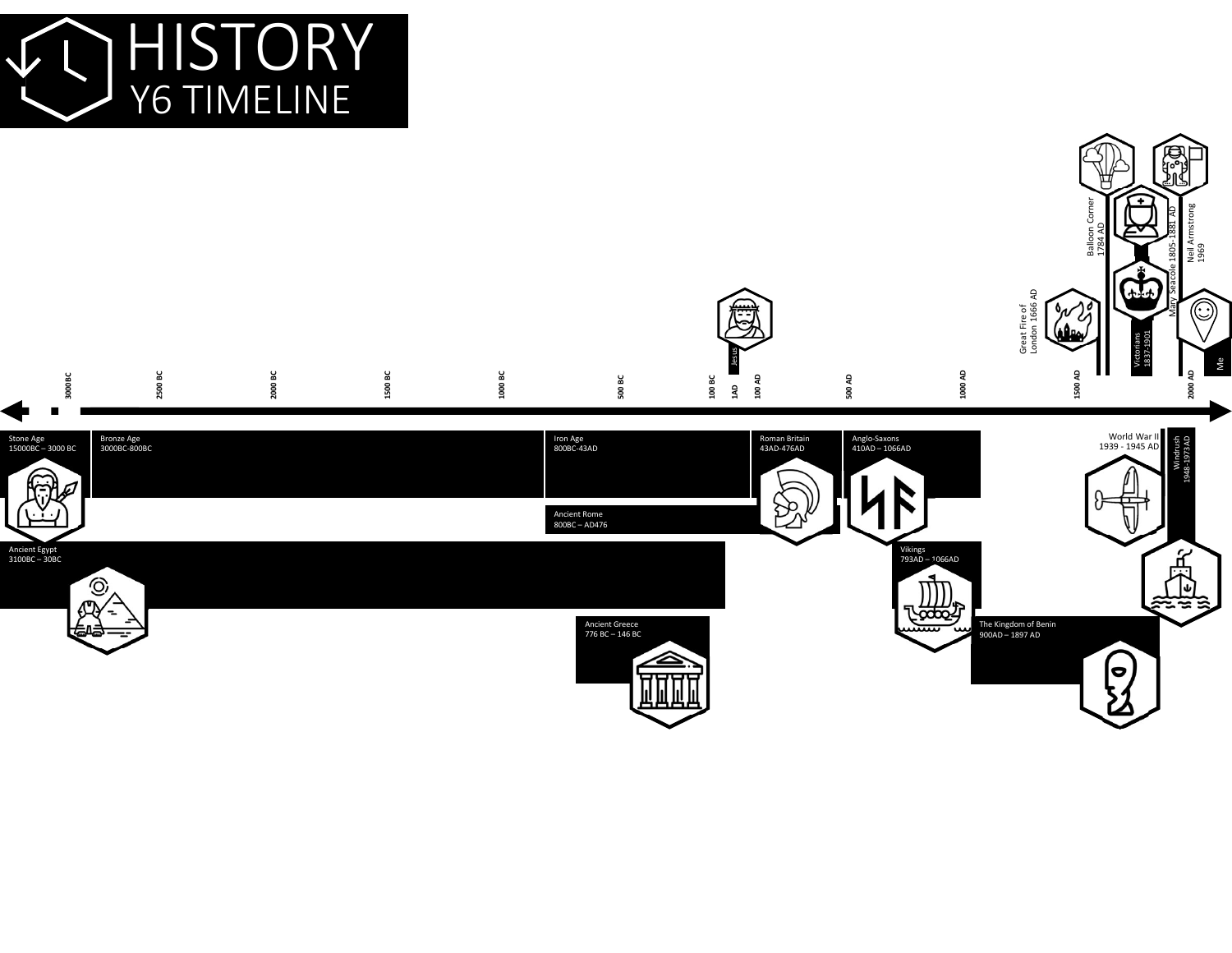# HISTORY
## Y6 TIMELINE

3000BC
2500 BC
2000 BC
1500 BC
1000 BC
500 BC
100 BC
1AD
100 AD
500 AD
1000 AD
1500 AD
2000 AD

Jesus

Great Fire of London 1666 AD

Balloon Corner 1784 AD

Victorians 1837-1901

Mary Seacole 1805-1881 AD

Neil Armstrong 1969

Me

Stone Age
15000BC – 3000 BC

Bronze Age
3000BC-800BC

Iron Age
800BC-43AD

Roman Britain
43AD-476AD

Anglo-Saxons
410AD – 1066AD

World War II
1939 - 1945 AD

Windrush
1948-1973AD

Ancient Rome
800BC – AD476

Ancient Egypt
3100BC – 30BC

Vikings
793AD – 1066AD

Ancient Greece
776 BC – 146 BC

The Kingdom of Benin
900AD – 1897 AD